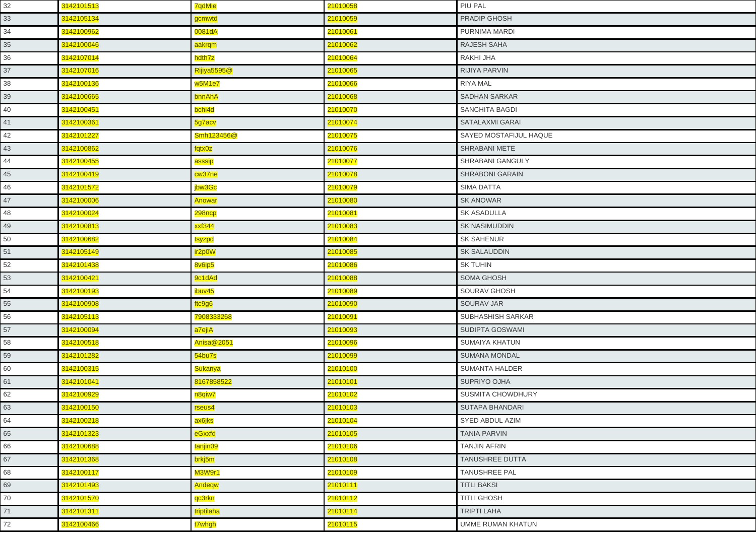| | | | | |
|---|---|---|---|---|
| 32 | 3142101513 | 7qdMie | 21010058 | PIU PAL |
| 33 | 3142105134 | gcmwtd | 21010059 | PRADIP GHOSH |
| 34 | 3142100962 | 0081dA | 21010061 | PURNIMA MARDI |
| 35 | 3142100046 | aakrqm | 21010062 | RAJESH SAHA |
| 36 | 3142107014 | hdth7z | 21010064 | RAKHI JHA |
| 37 | 3142107016 | Rijiya5595@ | 21010065 | RIJIYA PARVIN |
| 38 | 3142100136 | w5M1e7 | 21010066 | RIYA MAL |
| 39 | 3142100665 | bnnAhA | 21010068 | SADHAN SARKAR |
| 40 | 3142100451 | bchi4d | 21010070 | SANCHITA BAGDI |
| 41 | 3142100361 | 5g7acv | 21010074 | SATALAXMI GARAI |
| 42 | 3142101227 | Smh123456@ | 21010075 | SAYED MOSTAFIJUL HAQUE |
| 43 | 3142100862 | fqtx0z | 21010076 | SHRABANI METE |
| 44 | 3142100455 | asssip | 21010077 | SHRABANI GANGULY |
| 45 | 3142100419 | cw37ne | 21010078 | SHRABONI GARAIN |
| 46 | 3142101572 | jbw3Gc | 21010079 | SIMA DATTA |
| 47 | 3142100006 | Anowar | 21010080 | SK ANOWAR |
| 48 | 3142100024 | 298ncp | 21010081 | SK ASADULLA |
| 49 | 3142100813 | xxf344 | 21010083 | SK NASIMUDDIN |
| 50 | 3142100682 | tsyzpd | 21010084 | SK SAHENUR |
| 51 | 3142105149 | ir2p0W | 21010085 | SK SALAUDDIN |
| 52 | 3142101438 | 8v6ip5 | 21010086 | SK TUHIN |
| 53 | 3142100421 | 9c1dAd | 21010088 | SOMA GHOSH |
| 54 | 3142100193 | ibuv45 | 21010089 | SOURAV GHOSH |
| 55 | 3142100908 | ftc9g6 | 21010090 | SOURAV JAR |
| 56 | 3142105113 | 7908333268 | 21010091 | SUBHASHISH SARKAR |
| 57 | 3142100094 | a7ejiA | 21010093 | SUDIPTA GOSWAMI |
| 58 | 3142100518 | Anisa@2051 | 21010096 | SUMAIYA KHATUN |
| 59 | 3142101282 | 54bu7s | 21010099 | SUMANA MONDAL |
| 60 | 3142100315 | Sukanya | 21010100 | SUMANTA HALDER |
| 61 | 3142101041 | 8167858522 | 21010101 | SUPRIYO OJHA |
| 62 | 3142100929 | n8qiw7 | 21010102 | SUSMITA CHOWDHURY |
| 63 | 3142100150 | rseus4 | 21010103 | SUTAPA BHANDARI |
| 64 | 3142100218 | ax6jks | 21010104 | SYED ABDUL AZIM |
| 65 | 3142101323 | eGxxfd | 21010105 | TANIA PARVIN |
| 66 | 3142100688 | tanjin09 | 21010106 | TANJIN AFRIN |
| 67 | 3142101368 | brkj5m | 21010108 | TANUSHREE DUTTA |
| 68 | 3142100117 | M3W9r1 | 21010109 | TANUSHREE PAL |
| 69 | 3142101493 | Andeqw | 21010111 | TITLI BAKSI |
| 70 | 3142101570 | qc3rkn | 21010112 | TITLI GHOSH |
| 71 | 3142101311 | triptilaha | 21010114 | TRIPTI LAHA |
| 72 | 3142100466 | t7whgh | 21010115 | UMME RUMAN KHATUN |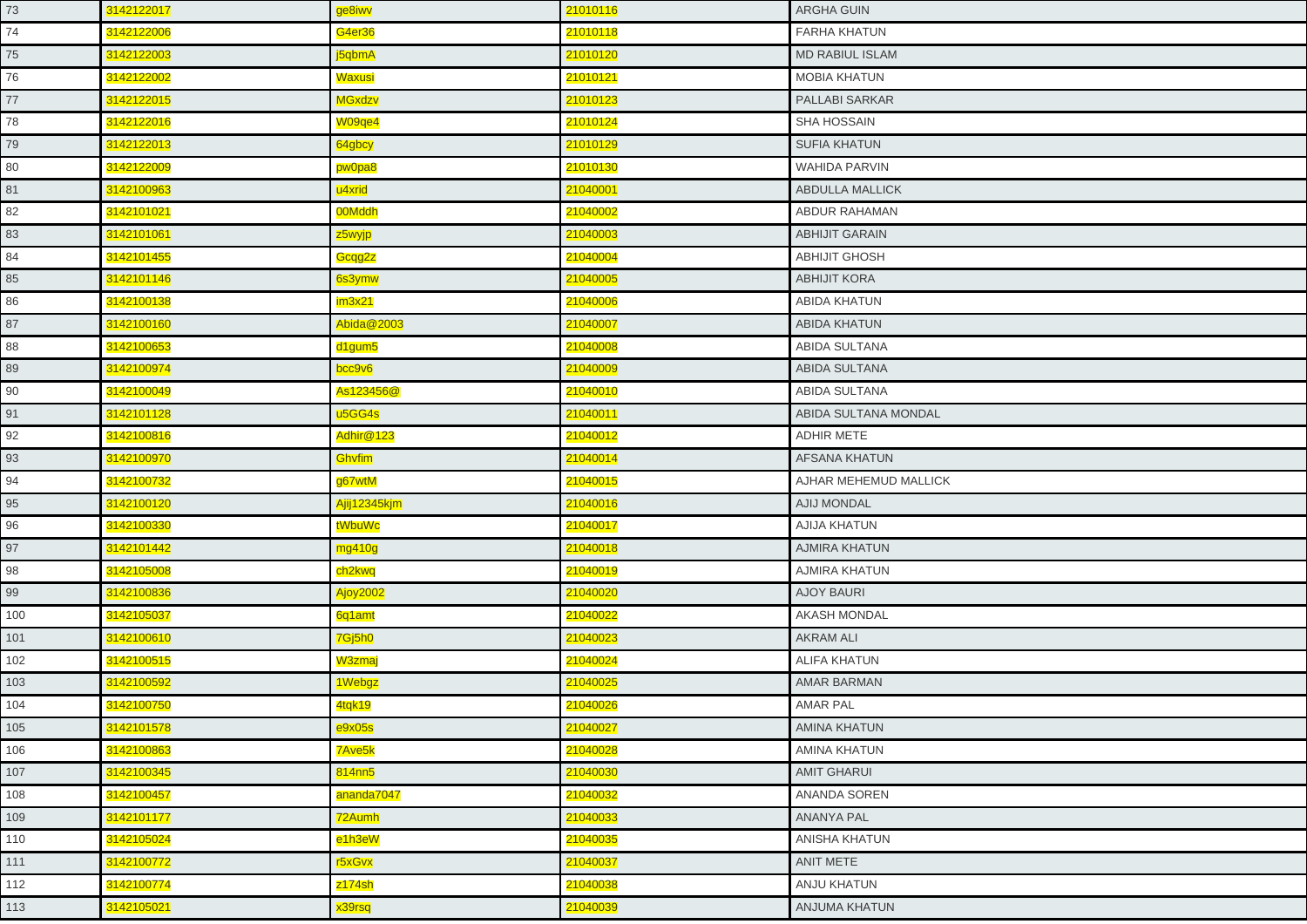| | | | | |
|---|---|---|---|---|
| 73 | 3142122017 | ge8iwv | 21010116 | ARGHA GUIN |
| 74 | 3142122006 | G4er36 | 21010118 | FARHA KHATUN |
| 75 | 3142122003 | j5qbmA | 21010120 | MD RABIUL ISLAM |
| 76 | 3142122002 | Waxusi | 21010121 | MOBIA KHATUN |
| 77 | 3142122015 | MGxdzv | 21010123 | PALLABI SARKAR |
| 78 | 3142122016 | W09qe4 | 21010124 | SHA HOSSAIN |
| 79 | 3142122013 | 64gbcy | 21010129 | SUFIA KHATUN |
| 80 | 3142122009 | pw0pa8 | 21010130 | WAHIDA PARVIN |
| 81 | 3142100963 | u4xrid | 21040001 | ABDULLA MALLICK |
| 82 | 3142101021 | 00Mddh | 21040002 | ABDUR RAHAMAN |
| 83 | 3142101061 | z5wyjp | 21040003 | ABHIJIT GARAIN |
| 84 | 3142101455 | Gcqg2z | 21040004 | ABHIJIT GHOSH |
| 85 | 3142101146 | 6s3ymw | 21040005 | ABHIJIT KORA |
| 86 | 3142100138 | im3x21 | 21040006 | ABIDA KHATUN |
| 87 | 3142100160 | Abida@2003 | 21040007 | ABIDA KHATUN |
| 88 | 3142100653 | d1gum5 | 21040008 | ABIDA SULTANA |
| 89 | 3142100974 | bcc9v6 | 21040009 | ABIDA SULTANA |
| 90 | 3142100049 | As123456@ | 21040010 | ABIDA SULTANA |
| 91 | 3142101128 | u5GG4s | 21040011 | ABIDA SULTANA MONDAL |
| 92 | 3142100816 | Adhir@123 | 21040012 | ADHIR METE |
| 93 | 3142100970 | Ghvfim | 21040014 | AFSANA KHATUN |
| 94 | 3142100732 | g67wtM | 21040015 | AJHAR MEHEMUD MALLICK |
| 95 | 3142100120 | Ajij12345kjm | 21040016 | AJIJ MONDAL |
| 96 | 3142100330 | tWbuWc | 21040017 | AJIJA KHATUN |
| 97 | 3142101442 | mg410g | 21040018 | AJMIRA KHATUN |
| 98 | 3142105008 | ch2kwq | 21040019 | AJMIRA KHATUN |
| 99 | 3142100836 | Ajoy2002 | 21040020 | AJOY BAURI |
| 100 | 3142105037 | 6q1amt | 21040022 | AKASH MONDAL |
| 101 | 3142100610 | 7Gj5h0 | 21040023 | AKRAM ALI |
| 102 | 3142100515 | W3zmaj | 21040024 | ALIFA KHATUN |
| 103 | 3142100592 | 1Webgz | 21040025 | AMAR BARMAN |
| 104 | 3142100750 | 4tqk19 | 21040026 | AMAR PAL |
| 105 | 3142101578 | e9x05s | 21040027 | AMINA KHATUN |
| 106 | 3142100863 | 7Ave5k | 21040028 | AMINA KHATUN |
| 107 | 3142100345 | 814nn5 | 21040030 | AMIT GHARUI |
| 108 | 3142100457 | ananda7047 | 21040032 | ANANDA SOREN |
| 109 | 3142101177 | 72Aumh | 21040033 | ANANYA PAL |
| 110 | 3142105024 | e1h3eW | 21040035 | ANISHA KHATUN |
| 111 | 3142100772 | r5xGvx | 21040037 | ANIT METE |
| 112 | 3142100774 | z174sh | 21040038 | ANJU KHATUN |
| 113 | 3142105021 | x39rsq | 21040039 | ANJUMA KHATUN |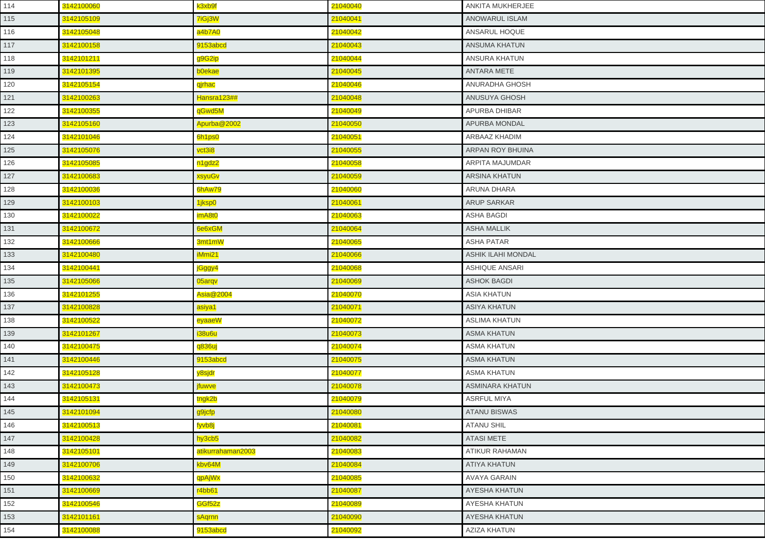| | | | | |
|---|---|---|---|---|
| 114 | 3142100060 | k3xb9f | 21040040 | ANKITA MUKHERJEE |
| 115 | 3142105109 | 7iGj3W | 21040041 | ANOWARUL ISLAM |
| 116 | 3142105048 | a4b7A0 | 21040042 | ANSARUL HOQUE |
| 117 | 3142100158 | 9153abcd | 21040043 | ANSUMA KHATUN |
| 118 | 3142101211 | g9G2ip | 21040044 | ANSURA KHATUN |
| 119 | 3142101395 | b0ekae | 21040045 | ANTARA METE |
| 120 | 3142105154 | qjrhac | 21040046 | ANURADHA GHOSH |
| 121 | 3142100263 | Hansra123## | 21040048 | ANUSUYA GHOSH |
| 122 | 3142100355 | qGwd5M | 21040049 | APURBA DHIBAR |
| 123 | 3142105160 | Apurba@2002 | 21040050 | APURBA MONDAL |
| 124 | 3142101046 | 6h1ps0 | 21040051 | ARBAAZ KHADIM |
| 125 | 3142105076 | vct3i8 | 21040055 | ARPAN ROY BHUINA |
| 126 | 3142105085 | n1gdz2 | 21040058 | ARPITA MAJUMDAR |
| 127 | 3142100683 | xsyuGv | 21040059 | ARSINA KHATUN |
| 128 | 3142100036 | 6hAw79 | 21040060 | ARUNA DHARA |
| 129 | 3142100103 | 1jksp0 | 21040061 | ARUP SARKAR |
| 130 | 3142100022 | imA8t0 | 21040063 | ASHA BAGDI |
| 131 | 3142100672 | 6e6xGM | 21040064 | ASHA MALLIK |
| 132 | 3142100666 | 3mt1mW | 21040065 | ASHA PATAR |
| 133 | 3142100480 | iMmi21 | 21040066 | ASHIK ILAHI MONDAL |
| 134 | 3142100441 | jGggy4 | 21040068 | ASHIQUE ANSARI |
| 135 | 3142105066 | 05arqv | 21040069 | ASHOK BAGDI |
| 136 | 3142101255 | Asia@2004 | 21040070 | ASIA KHATUN |
| 137 | 3142100828 | asiya1 | 21040071 | ASIYA KHATUN |
| 138 | 3142100522 | eyaaeW | 21040072 | ASLIMA KHATUN |
| 139 | 3142101267 | i38u6u | 21040073 | ASMA KHATUN |
| 140 | 3142100475 | q836uj | 21040074 | ASMA KHATUN |
| 141 | 3142100446 | 9153abcd | 21040075 | ASMA KHATUN |
| 142 | 3142105128 | y8sjdr | 21040077 | ASMA KHATUN |
| 143 | 3142100473 | jfuwve | 21040078 | ASMINARA KHATUN |
| 144 | 3142105131 | tngk2b | 21040079 | ASRFUL MIYA |
| 145 | 3142101094 | g9jcfp | 21040080 | ATANU BISWAS |
| 146 | 3142100513 | fyvb8j | 21040081 | ATANU SHIL |
| 147 | 3142100428 | hy3cb5 | 21040082 | ATASI METE |
| 148 | 3142105101 | atikurrahaman2003 | 21040083 | ATIKUR RAHAMAN |
| 149 | 3142100706 | kbv64M | 21040084 | ATIYA KHATUN |
| 150 | 3142100632 | qpAjWx | 21040085 | AVAYA GARAIN |
| 151 | 3142100669 | r4bb61 | 21040087 | AYESHA KHATUN |
| 152 | 3142100546 | GGf52z | 21040089 | AYESHA KHATUN |
| 153 | 3142101161 | sAqrnn | 21040090 | AYESHA KHATUN |
| 154 | 3142100088 | 9153abcd | 21040092 | AZIZA KHATUN |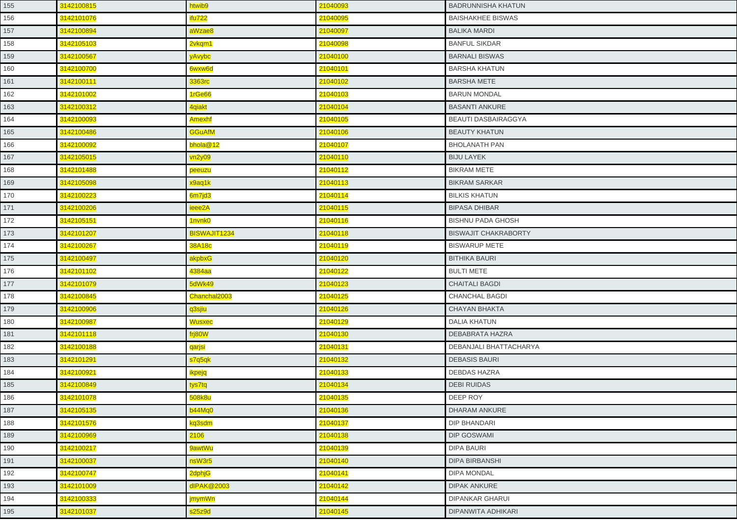| | | | | |
|---|---|---|---|---|
| 155 | 3142100815 | htwib9 | 21040093 | BADRUNNISHA KHATUN |
| 156 | 3142101076 | ifu722 | 21040095 | BAISHAKHEE BISWAS |
| 157 | 3142100894 | aWzae8 | 21040097 | BALIKA MARDI |
| 158 | 3142105103 | 2vkqm1 | 21040098 | BANFUL SIKDAR |
| 159 | 3142100567 | yAvybc | 21040100 | BARNALI BISWAS |
| 160 | 3142100700 | 6wxw6d | 21040101 | BARSHA KHATUN |
| 161 | 3142100111 | 3363rc | 21040102 | BARSHA METE |
| 162 | 3142101002 | 1rGe66 | 21040103 | BARUN MONDAL |
| 163 | 3142100312 | 4qiakt | 21040104 | BASANTI ANKURE |
| 164 | 3142100093 | Amexhf | 21040105 | BEAUTI DASBAIRAGGYA |
| 165 | 3142100486 | GGuAfM | 21040106 | BEAUTY KHATUN |
| 166 | 3142100092 | bhola@12 | 21040107 | BHOLANATH PAN |
| 167 | 3142105015 | vn2y09 | 21040110 | BIJU LAYEK |
| 168 | 3142101488 | peeuzu | 21040112 | BIKRAM METE |
| 169 | 3142105098 | x9aq1k | 21040113 | BIKRAM SARKAR |
| 170 | 3142100223 | 6m7jd3 | 21040114 | BILKIS KHATUN |
| 171 | 3142100206 | ieee2A | 21040115 | BIPASA DHIBAR |
| 172 | 3142105151 | 1nvnk0 | 21040116 | BISHNU PADA GHOSH |
| 173 | 3142101207 | BISWAJIT1234 | 21040118 | BISWAJIT CHAKRABORTY |
| 174 | 3142100267 | 38A18c | 21040119 | BISWARUP METE |
| 175 | 3142100497 | akpbxG | 21040120 | BITHIKA BAURI |
| 176 | 3142101102 | 4384aa | 21040122 | BULTI METE |
| 177 | 3142101079 | 5dWk49 | 21040123 | CHAITALI BAGDI |
| 178 | 3142100845 | Chanchal2003 | 21040125 | CHANCHAL BAGDI |
| 179 | 3142100906 | q3sjiu | 21040126 | CHAYAN BHAKTA |
| 180 | 3142100987 | Wusxec | 21040129 | DALIA KHATUN |
| 181 | 3142101118 | frj80W | 21040130 | DEBABRATA HAZRA |
| 182 | 3142100188 | qarjsi | 21040131 | DEBANJALI BHATTACHARYA |
| 183 | 3142101291 | s7q5qk | 21040132 | DEBASIS BAURI |
| 184 | 3142100921 | ikpejq | 21040133 | DEBDAS HAZRA |
| 185 | 3142100849 | tys7tq | 21040134 | DEBI RUIDAS |
| 186 | 3142101078 | 508k8u | 21040135 | DEEP ROY |
| 187 | 3142105135 | b44Mq0 | 21040136 | DHARAM ANKURE |
| 188 | 3142101576 | kq3sdm | 21040137 | DIP BHANDARI |
| 189 | 3142100969 | 2106 | 21040138 | DIP GOSWAMI |
| 190 | 3142100217 | 9awtWu | 21040139 | DIPA BAURI |
| 191 | 3142100037 | nsW3r5 | 21040140 | DIPA BIRBANSHI |
| 192 | 3142100747 | 2dphjG | 21040141 | DIPA MONDAL |
| 193 | 3142101009 | dIPAK@2003 | 21040142 | DIPAK ANKURE |
| 194 | 3142100333 | jmymWn | 21040144 | DIPANKAR GHARUI |
| 195 | 3142101037 | s25z9d | 21040145 | DIPANWITA ADHIKARI |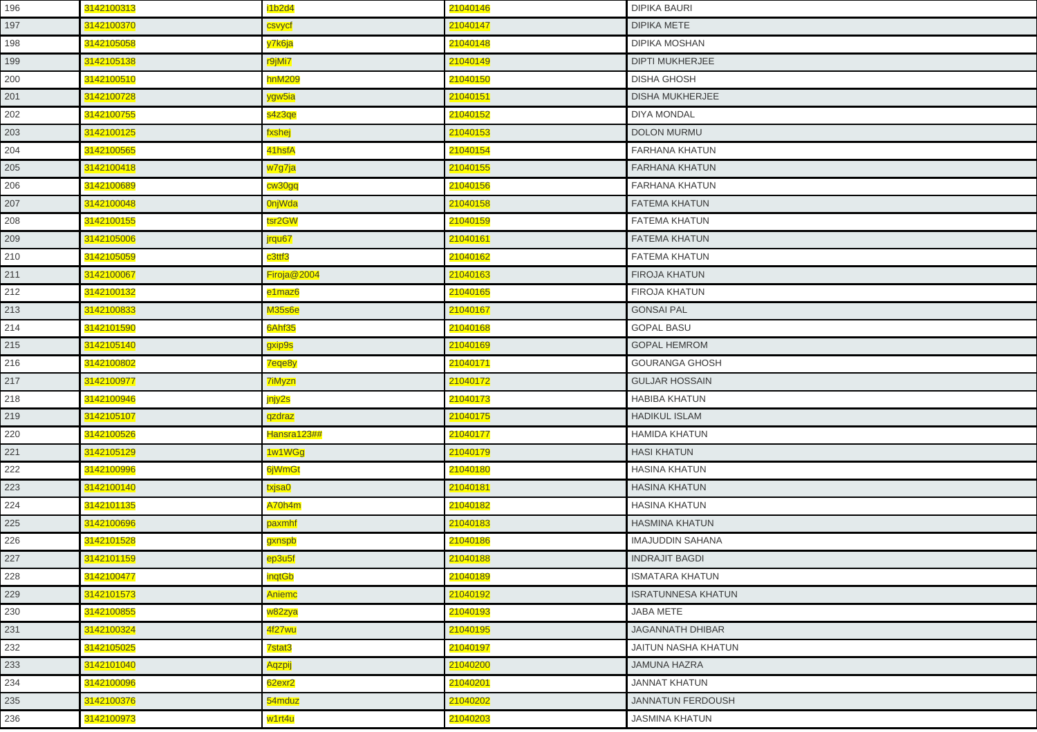| | | | | |
|---|---|---|---|---|
| 196 | 3142100313 | i1b2d4 | 21040146 | DIPIKA BAURI |
| 197 | 3142100370 | csvycf | 21040147 | DIPIKA METE |
| 198 | 3142105058 | y7k6ja | 21040148 | DIPIKA MOSHAN |
| 199 | 3142105138 | r9jMi7 | 21040149 | DIPTI MUKHERJEE |
| 200 | 3142100510 | hnM209 | 21040150 | DISHA GHOSH |
| 201 | 3142100728 | ygw5ia | 21040151 | DISHA MUKHERJEE |
| 202 | 3142100755 | s4z3qe | 21040152 | DIYA MONDAL |
| 203 | 3142100125 | fxshej | 21040153 | DOLON MURMU |
| 204 | 3142100565 | 41hsfA | 21040154 | FARHANA KHATUN |
| 205 | 3142100418 | w7g7ja | 21040155 | FARHANA KHATUN |
| 206 | 3142100689 | cw30gq | 21040156 | FARHANA KHATUN |
| 207 | 3142100048 | 0njWda | 21040158 | FATEMA KHATUN |
| 208 | 3142100155 | tsr2GW | 21040159 | FATEMA KHATUN |
| 209 | 3142105006 | jrqu67 | 21040161 | FATEMA KHATUN |
| 210 | 3142105059 | c3ttf3 | 21040162 | FATEMA KHATUN |
| 211 | 3142100067 | Firoja@2004 | 21040163 | FIROJA KHATUN |
| 212 | 3142100132 | e1maz6 | 21040165 | FIROJA KHATUN |
| 213 | 3142100833 | M35s6e | 21040167 | GONSAI PAL |
| 214 | 3142101590 | 6Ahf35 | 21040168 | GOPAL BASU |
| 215 | 3142105140 | gxip9s | 21040169 | GOPAL HEMROM |
| 216 | 3142100802 | 7eqe8y | 21040171 | GOURANGA GHOSH |
| 217 | 3142100977 | 7iMyzn | 21040172 | GULJAR HOSSAIN |
| 218 | 3142100946 | jnjy2s | 21040173 | HABIBA KHATUN |
| 219 | 3142105107 | qzdraz | 21040175 | HADIKUL ISLAM |
| 220 | 3142100526 | Hansra123## | 21040177 | HAMIDA KHATUN |
| 221 | 3142105129 | 1w1WGg | 21040179 | HASI KHATUN |
| 222 | 3142100996 | 6jWmGt | 21040180 | HASINA KHATUN |
| 223 | 3142100140 | txjsa0 | 21040181 | HASINA KHATUN |
| 224 | 3142101135 | A70h4m | 21040182 | HASINA KHATUN |
| 225 | 3142100696 | paxmhf | 21040183 | HASMINA KHATUN |
| 226 | 3142101528 | gxnspb | 21040186 | IMAJUDDIN SAHANA |
| 227 | 3142101159 | ep3u5f | 21040188 | INDRAJIT BAGDI |
| 228 | 3142100477 | inqtGb | 21040189 | ISMATARA KHATUN |
| 229 | 3142101573 | Aniemc | 21040192 | ISRATUNNESA KHATUN |
| 230 | 3142100855 | w82zya | 21040193 | JABA METE |
| 231 | 3142100324 | 4f27wu | 21040195 | JAGANNATH DHIBAR |
| 232 | 3142105025 | 7stat3 | 21040197 | JAITUN NASHA KHATUN |
| 233 | 3142101040 | Aqzpij | 21040200 | JAMUNA HAZRA |
| 234 | 3142100096 | 62exr2 | 21040201 | JANNAT KHATUN |
| 235 | 3142100376 | 54mduz | 21040202 | JANNATUN FERDOUSH |
| 236 | 3142100973 | w1rt4u | 21040203 | JASMINA KHATUN |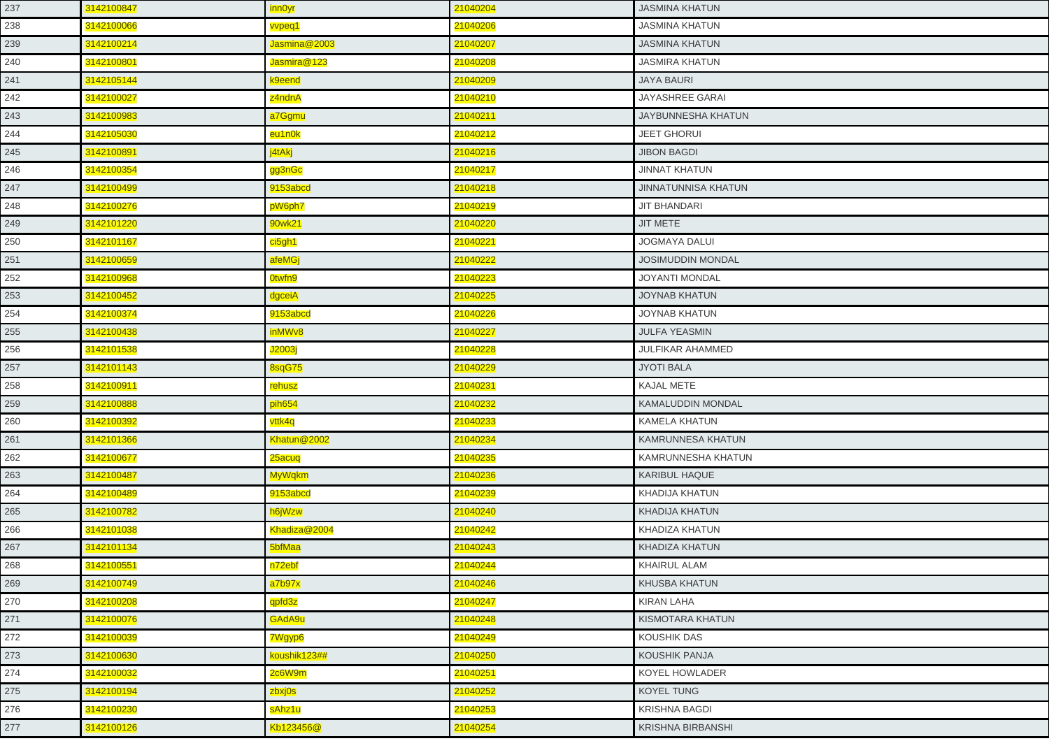| | | | | |
|---|---|---|---|---|
| 237 | 3142100847 | inn0yr | 21040204 | JASMINA KHATUN |
| 238 | 3142100066 | vvpeq1 | 21040206 | JASMINA KHATUN |
| 239 | 3142100214 | Jasmina@2003 | 21040207 | JASMINA KHATUN |
| 240 | 3142100801 | Jasmira@123 | 21040208 | JASMIRA KHATUN |
| 241 | 3142105144 | k9eend | 21040209 | JAYA BAURI |
| 242 | 3142100027 | z4ndnA | 21040210 | JAYASHREE GARAI |
| 243 | 3142100983 | a7Ggmu | 21040211 | JAYBUNNESHA KHATUN |
| 244 | 3142105030 | eu1n0k | 21040212 | JEET GHORUI |
| 245 | 3142100891 | j4tAkj | 21040216 | JIBON BAGDI |
| 246 | 3142100354 | gg3nGc | 21040217 | JINNAT KHATUN |
| 247 | 3142100499 | 9153abcd | 21040218 | JINNATUNNISA KHATUN |
| 248 | 3142100276 | pW6ph7 | 21040219 | JIT BHANDARI |
| 249 | 3142101220 | 90wk21 | 21040220 | JIT METE |
| 250 | 3142101167 | ci5gh1 | 21040221 | JOGMAYA DALUI |
| 251 | 3142100659 | afeMGj | 21040222 | JOSIMUDDIN MONDAL |
| 252 | 3142100968 | 0twfn9 | 21040223 | JOYANTI MONDAL |
| 253 | 3142100452 | dgceiA | 21040225 | JOYNAB KHATUN |
| 254 | 3142100374 | 9153abcd | 21040226 | JOYNAB KHATUN |
| 255 | 3142100438 | inMWv8 | 21040227 | JULFA YEASMIN |
| 256 | 3142101538 | J2003j | 21040228 | JULFIKAR AHAMMED |
| 257 | 3142101143 | 8sqG75 | 21040229 | JYOTI BALA |
| 258 | 3142100911 | rehusz | 21040231 | KAJAL METE |
| 259 | 3142100888 | pih654 | 21040232 | KAMALUDDIN MONDAL |
| 260 | 3142100392 | vttk4q | 21040233 | KAMELA KHATUN |
| 261 | 3142101366 | Khatun@2002 | 21040234 | KAMRUNNESA KHATUN |
| 262 | 3142100677 | 25acuq | 21040235 | KAMRUNNESHA KHATUN |
| 263 | 3142100487 | MyWqkm | 21040236 | KARIBUL HAQUE |
| 264 | 3142100489 | 9153abcd | 21040239 | KHADIJA KHATUN |
| 265 | 3142100782 | h6jWzw | 21040240 | KHADIJA KHATUN |
| 266 | 3142101038 | Khadiza@2004 | 21040242 | KHADIZA KHATUN |
| 267 | 3142101134 | 5bfMaa | 21040243 | KHADIZA KHATUN |
| 268 | 3142100551 | n72ebf | 21040244 | KHAIRUL ALAM |
| 269 | 3142100749 | a7b97x | 21040246 | KHUSBA KHATUN |
| 270 | 3142100208 | qpfd3z | 21040247 | KIRAN LAHA |
| 271 | 3142100076 | GAdA9u | 21040248 | KISMOTARA KHATUN |
| 272 | 3142100039 | 7Wgyp6 | 21040249 | KOUSHIK DAS |
| 273 | 3142100630 | koushik123## | 21040250 | KOUSHIK PANJA |
| 274 | 3142100032 | 2c6W9m | 21040251 | KOYEL HOWLADER |
| 275 | 3142100194 | zbxj0s | 21040252 | KOYEL TUNG |
| 276 | 3142100230 | sAhz1u | 21040253 | KRISHNA BAGDI |
| 277 | 3142100126 | Kb123456@ | 21040254 | KRISHNA BIRBANSHI |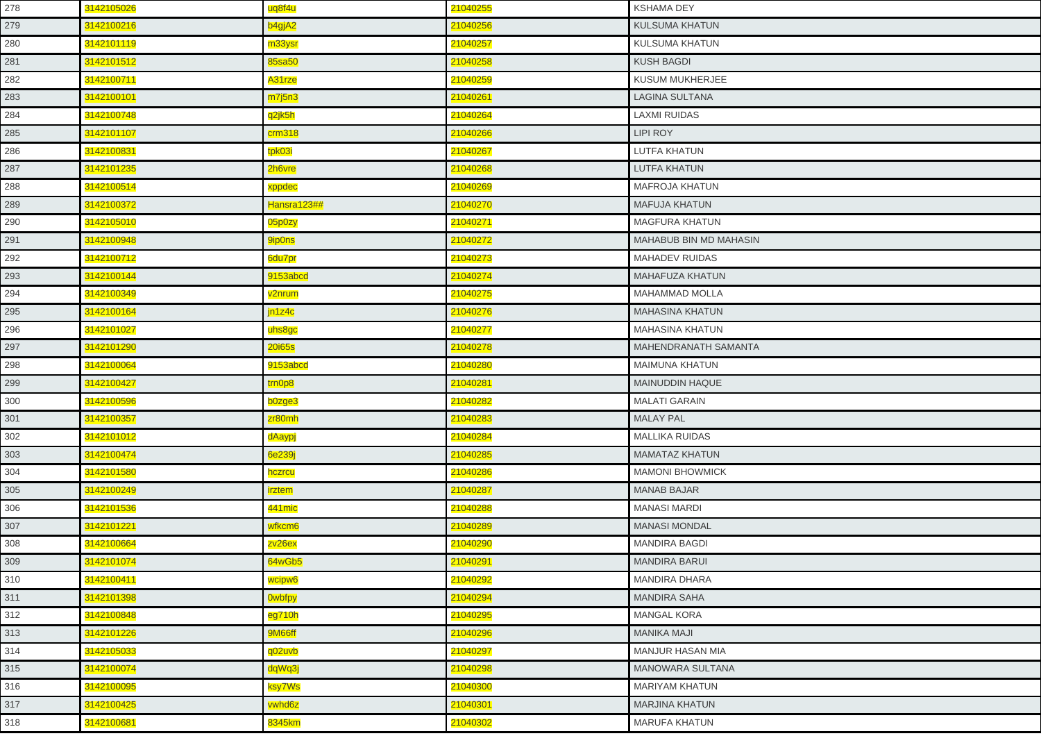| | | | | |
|---|---|---|---|---|
| 278 | 3142105026 | uq8f4u | 21040255 | KSHAMA DEY |
| 279 | 3142100216 | b4gjA2 | 21040256 | KULSUMA KHATUN |
| 280 | 3142101119 | m33ysr | 21040257 | KULSUMA KHATUN |
| 281 | 3142101512 | 85sa50 | 21040258 | KUSH BAGDI |
| 282 | 3142100711 | A31rze | 21040259 | KUSUM MUKHERJEE |
| 283 | 3142100101 | m7j5n3 | 21040261 | LAGINA SULTANA |
| 284 | 3142100748 | q2jk5h | 21040264 | LAXMI RUIDAS |
| 285 | 3142101107 | crm318 | 21040266 | LIPI ROY |
| 286 | 3142100831 | tpk03i | 21040267 | LUTFA KHATUN |
| 287 | 3142101235 | 2h6vre | 21040268 | LUTFA KHATUN |
| 288 | 3142100514 | xppdec | 21040269 | MAFROJA KHATUN |
| 289 | 3142100372 | Hansra123## | 21040270 | MAFUJA KHATUN |
| 290 | 3142105010 | 05p0zy | 21040271 | MAGFURA KHATUN |
| 291 | 3142100948 | 9ip0ns | 21040272 | MAHABUB BIN MD MAHASIN |
| 292 | 3142100712 | 6du7pr | 21040273 | MAHADEV RUIDAS |
| 293 | 3142100144 | 9153abcd | 21040274 | MAHAFUZA KHATUN |
| 294 | 3142100349 | v2nrum | 21040275 | MAHAMMAD MOLLA |
| 295 | 3142100164 | jn1z4c | 21040276 | MAHASINA KHATUN |
| 296 | 3142101027 | uhs8gc | 21040277 | MAHASINA KHATUN |
| 297 | 3142101290 | 20i65s | 21040278 | MAHENDRANATH SAMANTA |
| 298 | 3142100064 | 9153abcd | 21040280 | MAIMUNA KHATUN |
| 299 | 3142100427 | trn0p8 | 21040281 | MAINUDDIN HAQUE |
| 300 | 3142100596 | b0zge3 | 21040282 | MALATI GARAIN |
| 301 | 3142100357 | zr80mh | 21040283 | MALAY PAL |
| 302 | 3142101012 | dAaypj | 21040284 | MALLIKA RUIDAS |
| 303 | 3142100474 | 6e239j | 21040285 | MAMATAZ KHATUN |
| 304 | 3142101580 | hczrcu | 21040286 | MAMONI BHOWMICK |
| 305 | 3142100249 | irztem | 21040287 | MANAB BAJAR |
| 306 | 3142101536 | 441mic | 21040288 | MANASI MARDI |
| 307 | 3142101221 | wfkcm6 | 21040289 | MANASI MONDAL |
| 308 | 3142100664 | zv26ex | 21040290 | MANDIRA BAGDI |
| 309 | 3142101074 | 64wGb5 | 21040291 | MANDIRA BARUI |
| 310 | 3142100411 | wcipw6 | 21040292 | MANDIRA DHARA |
| 311 | 3142101398 | 0wbfpy | 21040294 | MANDIRA SAHA |
| 312 | 3142100848 | eg710h | 21040295 | MANGAL KORA |
| 313 | 3142101226 | 9M66ff | 21040296 | MANIKA MAJI |
| 314 | 3142105033 | q02uvb | 21040297 | MANJUR HASAN MIA |
| 315 | 3142100074 | dqWq3j | 21040298 | MANOWARA SULTANA |
| 316 | 3142100095 | ksy7Ws | 21040300 | MARIYAM KHATUN |
| 317 | 3142100425 | vwhd6z | 21040301 | MARJINA KHATUN |
| 318 | 3142100681 | 8345km | 21040302 | MARUFA KHATUN |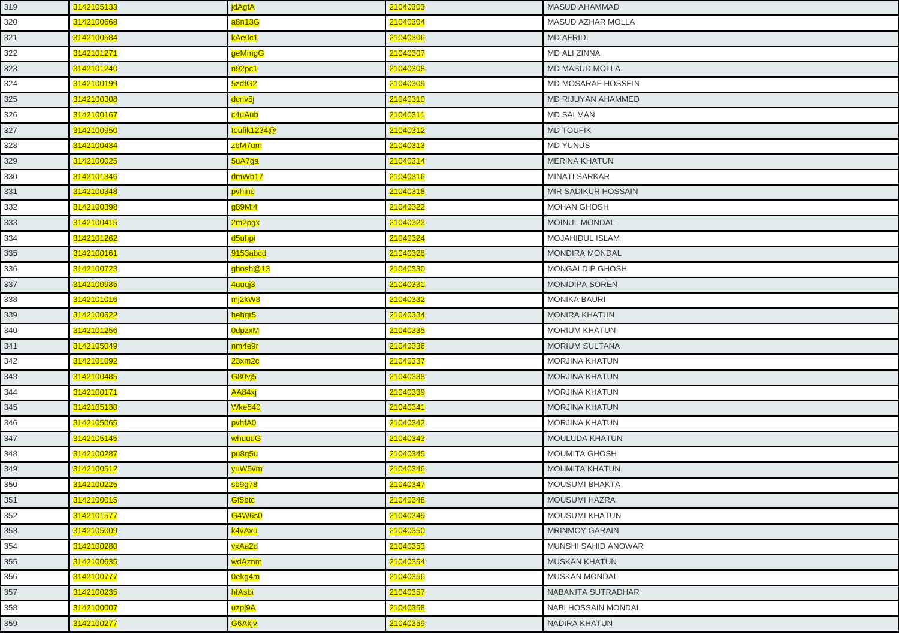| | | | | |
|---|---|---|---|---|
| 319 | 3142105133 | jdAgfA | 21040303 | MASUD AHAMMAD |
| 320 | 3142100668 | a8n13G | 21040304 | MASUD AZHAR MOLLA |
| 321 | 3142100584 | kAe0c1 | 21040306 | MD AFRIDI |
| 322 | 3142101271 | geMmgG | 21040307 | MD ALI ZINNA |
| 323 | 3142101240 | n92pc1 | 21040308 | MD MASUD MOLLA |
| 324 | 3142100199 | 5zdfG2 | 21040309 | MD MOSARAF HOSSEIN |
| 325 | 3142100308 | dcnv5j | 21040310 | MD RIJUYAN AHAMMED |
| 326 | 3142100167 | c4uAub | 21040311 | MD SALMAN |
| 327 | 3142100950 | toufik1234@ | 21040312 | MD TOUFIK |
| 328 | 3142100434 | zbM7um | 21040313 | MD YUNUS |
| 329 | 3142100025 | 5uA7ga | 21040314 | MERINA KHATUN |
| 330 | 3142101346 | dmWb17 | 21040316 | MINATI SARKAR |
| 331 | 3142100348 | pvhine | 21040318 | MIR SADIKUR HOSSAIN |
| 332 | 3142100398 | g89Mi4 | 21040322 | MOHAN GHOSH |
| 333 | 3142100415 | 2m2pgx | 21040323 | MOINUL MONDAL |
| 334 | 3142101262 | d5uhpi | 21040324 | MOJAHIDUL ISLAM |
| 335 | 3142100161 | 9153abcd | 21040328 | MONDIRA MONDAL |
| 336 | 3142100723 | ghosh@13 | 21040330 | MONGALDIP GHOSH |
| 337 | 3142100985 | 4uuqj3 | 21040331 | MONIDIPA SOREN |
| 338 | 3142101016 | mj2kW3 | 21040332 | MONIKA BAURI |
| 339 | 3142100622 | hehqr5 | 21040334 | MONIRA KHATUN |
| 340 | 3142101256 | 0dpzxM | 21040335 | MORIUM KHATUN |
| 341 | 3142105049 | nm4e9r | 21040336 | MORIUM SULTANA |
| 342 | 3142101092 | 23xm2c | 21040337 | MORJINA KHATUN |
| 343 | 3142100485 | G80vj5 | 21040338 | MORJINA KHATUN |
| 344 | 3142100171 | AA84xj | 21040339 | MORJINA KHATUN |
| 345 | 3142105130 | Wke540 | 21040341 | MORJINA KHATUN |
| 346 | 3142105065 | pvhfA0 | 21040342 | MORJINA KHATUN |
| 347 | 3142105145 | whuuuG | 21040343 | MOULUDA KHATUN |
| 348 | 3142100287 | pu8q5u | 21040345 | MOUMITA GHOSH |
| 349 | 3142100512 | yuW5vm | 21040346 | MOUMITA KHATUN |
| 350 | 3142100225 | sb9g78 | 21040347 | MOUSUMI BHAKTA |
| 351 | 3142100015 | Gf5btc | 21040348 | MOUSUMI HAZRA |
| 352 | 3142101577 | G4W6s0 | 21040349 | MOUSUMI KHATUN |
| 353 | 3142105009 | k4vAxu | 21040350 | MRINMOY GARAIN |
| 354 | 3142100280 | vxAa2d | 21040353 | MUNSHI SAHID ANOWAR |
| 355 | 3142100635 | wdAznm | 21040354 | MUSKAN KHATUN |
| 356 | 3142100777 | 0ekg4m | 21040356 | MUSKAN MONDAL |
| 357 | 3142100235 | hfAsbi | 21040357 | NABANITA SUTRADHAR |
| 358 | 3142100007 | uzpj9A | 21040358 | NABI HOSSAIN MONDAL |
| 359 | 3142100277 | G6Akjv | 21040359 | NADIRA KHATUN |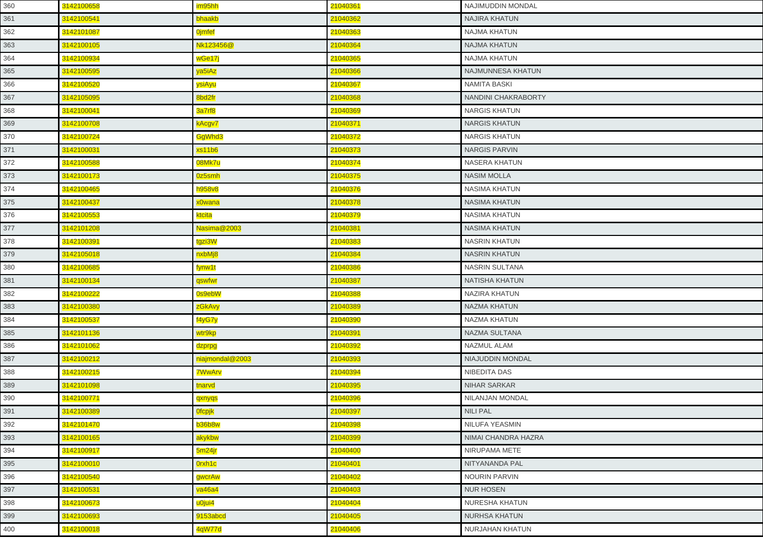| | | | | |
|---|---|---|---|---|
| 360 | 3142100658 | im95hh | 21040361 | NAJIMUDDIN MONDAL |
| 361 | 3142100541 | bhaakb | 21040362 | NAJIRA KHATUN |
| 362 | 3142101087 | 0jmfef | 21040363 | NAJMA KHATUN |
| 363 | 3142100105 | Nk123456@ | 21040364 | NAJMA KHATUN |
| 364 | 3142100934 | wGe17j | 21040365 | NAJMA KHATUN |
| 365 | 3142100595 | ya5iAz | 21040366 | NAJMUNNESA KHATUN |
| 366 | 3142100520 | ysiAyu | 21040367 | NAMITA BASKI |
| 367 | 3142105095 | 8bd2fr | 21040368 | NANDINI CHAKRABORTY |
| 368 | 3142100041 | 3a7rf8 | 21040369 | NARGIS KHATUN |
| 369 | 3142100708 | kAcgv7 | 21040371 | NARGIS KHATUN |
| 370 | 3142100724 | GgWhd3 | 21040372 | NARGIS KHATUN |
| 371 | 3142100031 | xs11b6 | 21040373 | NARGIS PARVIN |
| 372 | 3142100588 | 08Mk7u | 21040374 | NASERA KHATUN |
| 373 | 3142100173 | 0z5smh | 21040375 | NASIM MOLLA |
| 374 | 3142100465 | h958v8 | 21040376 | NASIMA KHATUN |
| 375 | 3142100437 | x0wana | 21040378 | NASIMA KHATUN |
| 376 | 3142100553 | ktcita | 21040379 | NASIMA KHATUN |
| 377 | 3142101208 | Nasima@2003 | 21040381 | NASIMA KHATUN |
| 378 | 3142100391 | tgzi3W | 21040383 | NASRIN KHATUN |
| 379 | 3142105018 | nxbMj8 | 21040384 | NASRIN KHATUN |
| 380 | 3142100685 | fynw1t | 21040386 | NASRIN SULTANA |
| 381 | 3142100134 | qswfwr | 21040387 | NATISHA KHATUN |
| 382 | 3142100222 | 0s9ebW | 21040388 | NAZIRA KHATUN |
| 383 | 3142100380 | zGkAvy | 21040389 | NAZMA KHATUN |
| 384 | 3142100537 | f4yG7y | 21040390 | NAZMA KHATUN |
| 385 | 3142101136 | wtr9kp | 21040391 | NAZMA SULTANA |
| 386 | 3142101062 | dzprpg | 21040392 | NAZMUL ALAM |
| 387 | 3142100212 | niajmondal@2003 | 21040393 | NIAJUDDIN MONDAL |
| 388 | 3142100215 | 7WwArv | 21040394 | NIBEDITA DAS |
| 389 | 3142101098 | tnarvd | 21040395 | NIHAR SARKAR |
| 390 | 3142100771 | qxnyqs | 21040396 | NILANJAN MONDAL |
| 391 | 3142100389 | 0fcpjk | 21040397 | NILI PAL |
| 392 | 3142101470 | b36b8w | 21040398 | NILUFA YEASMIN |
| 393 | 3142100165 | akykbw | 21040399 | NIMAI CHANDRA HAZRA |
| 394 | 3142100917 | 5m24jr | 21040400 | NIRUPAMA METE |
| 395 | 3142100010 | 0rxh1c | 21040401 | NITYANANDA PAL |
| 396 | 3142100540 | gwcrAw | 21040402 | NOURIN PARVIN |
| 397 | 3142100531 | va46a4 | 21040403 | NUR HOSEN |
| 398 | 3142100673 | u0jui4 | 21040404 | NURESHA KHATUN |
| 399 | 3142100693 | 9153abcd | 21040405 | NURHSA KHATUN |
| 400 | 3142100018 | 4qW77d | 21040406 | NURJAHAN KHATUN |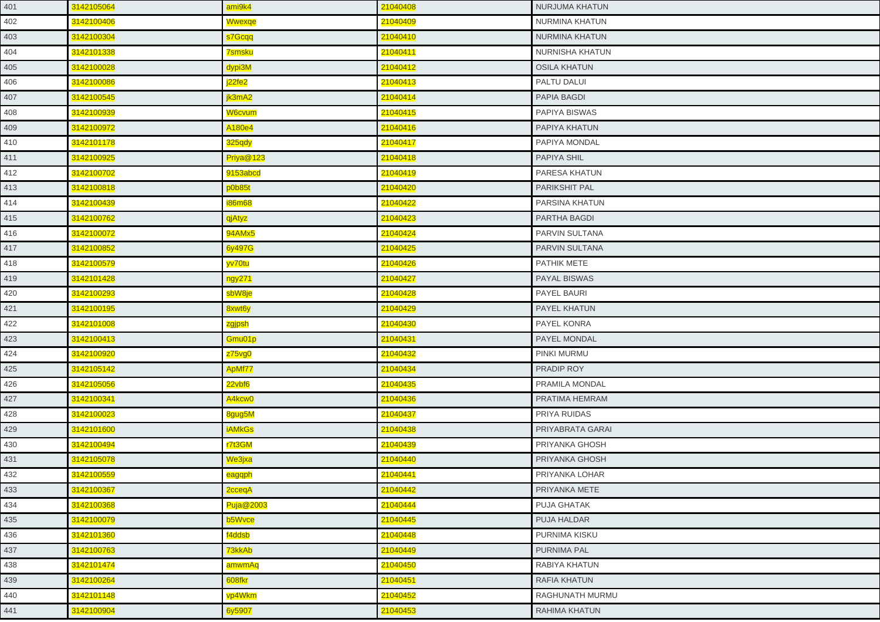| | | | | |
|---|---|---|---|---|
| 401 | 3142105064 | ami9k4 | 21040408 | NURJUMA KHATUN |
| 402 | 3142100406 | Wwexqe | 21040409 | NURMINA KHATUN |
| 403 | 3142100304 | s7Gcqq | 21040410 | NURMINA KHATUN |
| 404 | 3142101338 | 7smsku | 21040411 | NURNISHA KHATUN |
| 405 | 3142100028 | dypi3M | 21040412 | OSILA KHATUN |
| 406 | 3142100086 | j22fe2 | 21040413 | PALTU DALUI |
| 407 | 3142100545 | jk3mA2 | 21040414 | PAPIA BAGDI |
| 408 | 3142100939 | W6cvum | 21040415 | PAPIYA BISWAS |
| 409 | 3142100972 | A180e4 | 21040416 | PAPIYA KHATUN |
| 410 | 3142101178 | 325qdy | 21040417 | PAPIYA MONDAL |
| 411 | 3142100925 | Priya@123 | 21040418 | PAPIYA SHIL |
| 412 | 3142100702 | 9153abcd | 21040419 | PARESA KHATUN |
| 413 | 3142100818 | p0b85t | 21040420 | PARIKSHIT PAL |
| 414 | 3142100439 | i86m68 | 21040422 | PARSINA KHATUN |
| 415 | 3142100762 | qjAtyz | 21040423 | PARTHA BAGDI |
| 416 | 3142100072 | 94AMx5 | 21040424 | PARVIN SULTANA |
| 417 | 3142100852 | 6y497G | 21040425 | PARVIN SULTANA |
| 418 | 3142100579 | yv70tu | 21040426 | PATHIK METE |
| 419 | 3142101428 | ngy271 | 21040427 | PAYAL BISWAS |
| 420 | 3142100293 | sbW8je | 21040428 | PAYEL BAURI |
| 421 | 3142100195 | 8xwt6y | 21040429 | PAYEL KHATUN |
| 422 | 3142101008 | zgjpsh | 21040430 | PAYEL KONRA |
| 423 | 3142100413 | Gmu01p | 21040431 | PAYEL MONDAL |
| 424 | 3142100920 | z75vg0 | 21040432 | PINKI MURMU |
| 425 | 3142105142 | ApMf77 | 21040434 | PRADIP ROY |
| 426 | 3142105056 | 22vbf6 | 21040435 | PRAMILA MONDAL |
| 427 | 3142100341 | A4kcw0 | 21040436 | PRATIMA HEMRAM |
| 428 | 3142100023 | 8gug5M | 21040437 | PRIYA RUIDAS |
| 429 | 3142101600 | iAMkGs | 21040438 | PRIYABRATA GARAI |
| 430 | 3142100494 | r7t3GM | 21040439 | PRIYANKA GHOSH |
| 431 | 3142105078 | We3jxa | 21040440 | PRIYANKA GHOSH |
| 432 | 3142100559 | eagqph | 21040441 | PRIYANKA LOHAR |
| 433 | 3142100367 | 2cceqA | 21040442 | PRIYANKA METE |
| 434 | 3142100368 | Puja@2003 | 21040444 | PUJA GHATAK |
| 435 | 3142100079 | b5Wvce | 21040445 | PUJA HALDAR |
| 436 | 3142101360 | f4ddsb | 21040448 | PURNIMA KISKU |
| 437 | 3142100763 | 73kkAb | 21040449 | PURNIMA PAL |
| 438 | 3142101474 | amwmAq | 21040450 | RABIYA KHATUN |
| 439 | 3142100264 | 608fkr | 21040451 | RAFIA KHATUN |
| 440 | 3142101148 | vp4Wkm | 21040452 | RAGHUNATH MURMU |
| 441 | 3142100904 | 6y5907 | 21040453 | RAHIMA KHATUN |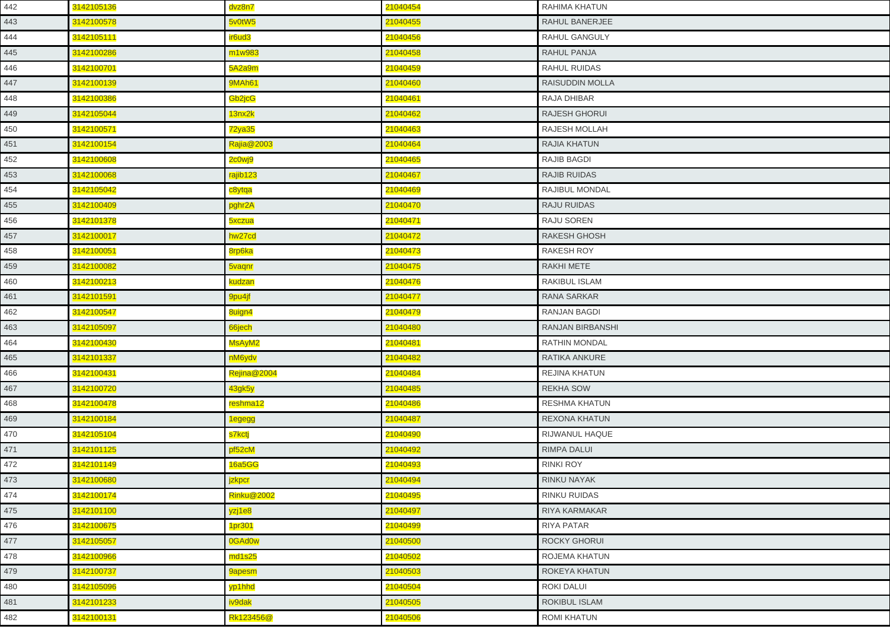| | | | | |
|---|---|---|---|---|
| 442 | 3142105136 | dvz8n7 | 21040454 | RAHIMA KHATUN |
| 443 | 3142100578 | 5v0tW5 | 21040455 | RAHUL BANERJEE |
| 444 | 3142105111 | ir6ud3 | 21040456 | RAHUL GANGULY |
| 445 | 3142100286 | m1w983 | 21040458 | RAHUL PANJA |
| 446 | 3142100701 | 5A2a9m | 21040459 | RAHUL RUIDAS |
| 447 | 3142100139 | 9MAh61 | 21040460 | RAISUDDIN MOLLA |
| 448 | 3142100386 | Gb2jcG | 21040461 | RAJA DHIBAR |
| 449 | 3142105044 | 13nx2k | 21040462 | RAJESH GHORUI |
| 450 | 3142100571 | 72ya35 | 21040463 | RAJESH MOLLAH |
| 451 | 3142100154 | Rajia@2003 | 21040464 | RAJIA KHATUN |
| 452 | 3142100608 | 2c0wj9 | 21040465 | RAJIB BAGDI |
| 453 | 3142100068 | rajib123 | 21040467 | RAJIB RUIDAS |
| 454 | 3142105042 | c8ytqa | 21040469 | RAJIBUL MONDAL |
| 455 | 3142100409 | pghr2A | 21040470 | RAJU RUIDAS |
| 456 | 3142101378 | 5xczua | 21040471 | RAJU SOREN |
| 457 | 3142100017 | hw27cd | 21040472 | RAKESH GHOSH |
| 458 | 3142100051 | 8rp6ka | 21040473 | RAKESH ROY |
| 459 | 3142100082 | 5vaqnr | 21040475 | RAKHI METE |
| 460 | 3142100213 | kudzan | 21040476 | RAKIBUL ISLAM |
| 461 | 3142101591 | 9pu4jf | 21040477 | RANA SARKAR |
| 462 | 3142100547 | 8uign4 | 21040479 | RANJAN BAGDI |
| 463 | 3142105097 | 66jech | 21040480 | RANJAN BIRBANSHI |
| 464 | 3142100430 | MsAyM2 | 21040481 | RATHIN MONDAL |
| 465 | 3142101337 | nM6ydv | 21040482 | RATIKA ANKURE |
| 466 | 3142100431 | Rejina@2004 | 21040484 | REJINA KHATUN |
| 467 | 3142100720 | 43gk5y | 21040485 | REKHA SOW |
| 468 | 3142100478 | reshma12 | 21040486 | RESHMA KHATUN |
| 469 | 3142100184 | 1egegg | 21040487 | REXONA KHATUN |
| 470 | 3142105104 | s7kctj | 21040490 | RIJWANUL HAQUE |
| 471 | 3142101125 | pf52cM | 21040492 | RIMPA DALUI |
| 472 | 3142101149 | 16a5GG | 21040493 | RINKI ROY |
| 473 | 3142100680 | jzkpcr | 21040494 | RINKU NAYAK |
| 474 | 3142100174 | Rinku@2002 | 21040495 | RINKU RUIDAS |
| 475 | 3142101100 | yzj1e8 | 21040497 | RIYA KARMAKAR |
| 476 | 3142100675 | 1pr301 | 21040499 | RIYA PATAR |
| 477 | 3142105057 | 0GAd0w | 21040500 | ROCKY GHORUI |
| 478 | 3142100966 | md1s25 | 21040502 | ROJEMA KHATUN |
| 479 | 3142100737 | 9apesm | 21040503 | ROKEYA KHATUN |
| 480 | 3142105096 | yp1hhd | 21040504 | ROKI DALUI |
| 481 | 3142101233 | iv9dak | 21040505 | ROKIBUL ISLAM |
| 482 | 3142100131 | Rk123456@ | 21040506 | ROMI KHATUN |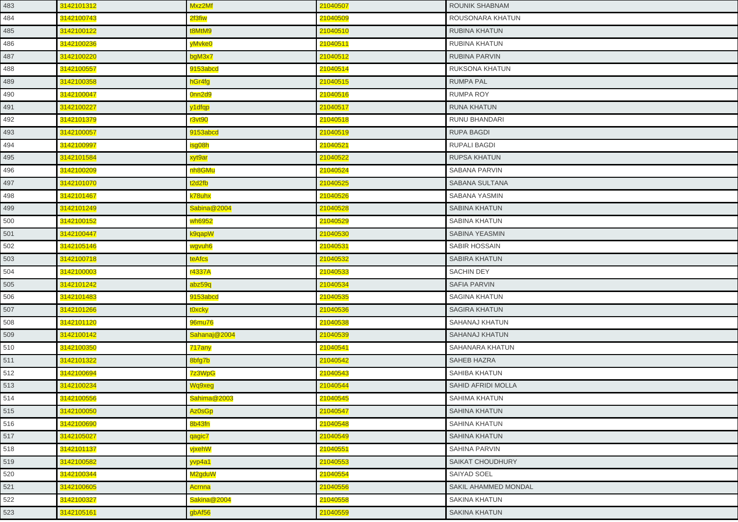| | | | | |
|---|---|---|---|---|
| 483 | 3142101312 | Mxz2Mf | 21040507 | ROUNIK SHABNAM |
| 484 | 3142100743 | 2f3fiw | 21040509 | ROUSONARA KHATUN |
| 485 | 3142100122 | t8MtM9 | 21040510 | RUBINA KHATUN |
| 486 | 3142100236 | yMvke0 | 21040511 | RUBINA KHATUN |
| 487 | 3142100220 | bgM3x7 | 21040512 | RUBINA PARVIN |
| 488 | 3142100557 | 9153abcd | 21040514 | RUKSONA KHATUN |
| 489 | 3142100358 | hGr4fg | 21040515 | RUMPA PAL |
| 490 | 3142100047 | 0nn2d9 | 21040516 | RUMPA ROY |
| 491 | 3142100227 | y1dfqp | 21040517 | RUNA KHATUN |
| 492 | 3142101379 | r3vt90 | 21040518 | RUNU BHANDARI |
| 493 | 3142100057 | 9153abcd | 21040519 | RUPA BAGDI |
| 494 | 3142100997 | isg08h | 21040521 | RUPALI BAGDI |
| 495 | 3142101584 | xyt9ar | 21040522 | RUPSA KHATUN |
| 496 | 3142100209 | nh8GMu | 21040524 | SABANA PARVIN |
| 497 | 3142101070 | t2d2fb | 21040525 | SABANA SULTANA |
| 498 | 3142101467 | k78uhx | 21040526 | SABANA YASMIN |
| 499 | 3142101249 | Sabina@2004 | 21040528 | SABINA KHATUN |
| 500 | 3142100152 | wh6952 | 21040529 | SABINA KHATUN |
| 501 | 3142100447 | k9qapW | 21040530 | SABINA YEASMIN |
| 502 | 3142105146 | wgvuh6 | 21040531 | SABIR HOSSAIN |
| 503 | 3142100718 | teAfcs | 21040532 | SABIRA KHATUN |
| 504 | 3142100003 | r4337A | 21040533 | SACHIN DEY |
| 505 | 3142101242 | abz59q | 21040534 | SAFIA PARVIN |
| 506 | 3142101483 | 9153abcd | 21040535 | SAGINA KHATUN |
| 507 | 3142101266 | t0xcky | 21040536 | SAGIRA KHATUN |
| 508 | 3142101120 | 96mu76 | 21040538 | SAHANAJ KHATUN |
| 509 | 3142100142 | Sahanaj@2004 | 21040539 | SAHANAJ KHATUN |
| 510 | 3142100350 | 717any | 21040541 | SAHANARA KHATUN |
| 511 | 3142101322 | 8bfg7b | 21040542 | SAHEB HAZRA |
| 512 | 3142100694 | 7z3WpG | 21040543 | SAHIBA KHATUN |
| 513 | 3142100234 | Wq9xeg | 21040544 | SAHID AFRIDI MOLLA |
| 514 | 3142100556 | Sahima@2003 | 21040545 | SAHIMA KHATUN |
| 515 | 3142100050 | Az0sGp | 21040547 | SAHINA KHATUN |
| 516 | 3142100690 | 8b43fn | 21040548 | SAHINA KHATUN |
| 517 | 3142105027 | qagic7 | 21040549 | SAHINA KHATUN |
| 518 | 3142101137 | vjxehW | 21040551 | SAHINA PARVIN |
| 519 | 3142100582 | yvp4a1 | 21040553 | SAIKAT CHOUDHURY |
| 520 | 3142100344 | M2gduW | 21040554 | SAIYAD SOEL |
| 521 | 3142100605 | Acrnna | 21040556 | SAKIL AHAMMED MONDAL |
| 522 | 3142100327 | Sakina@2004 | 21040558 | SAKINA KHATUN |
| 523 | 3142105161 | gbAf56 | 21040559 | SAKINA KHATUN |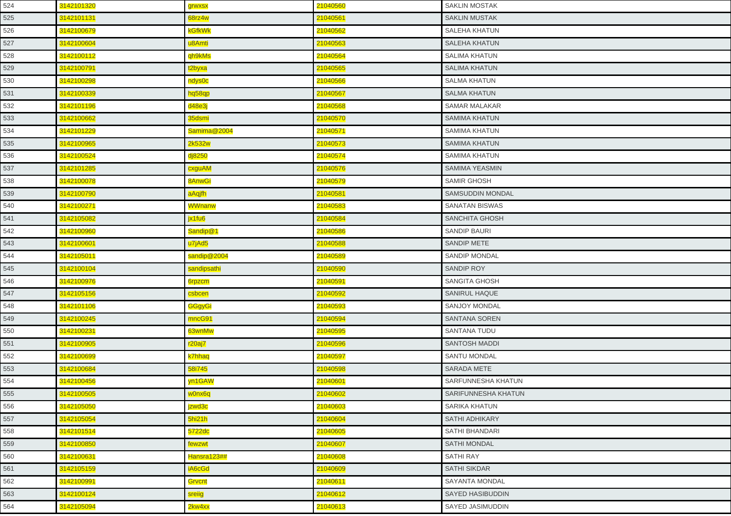| | | | | |
|---|---|---|---|---|
| 524 | 3142101320 | grwxsx | 21040560 | SAKLIN MOSTAK |
| 525 | 3142101131 | 68rz4w | 21040561 | SAKLIN MUSTAK |
| 526 | 3142100679 | kGfkWk | 21040562 | SALEHA KHATUN |
| 527 | 3142100604 | u8Amti | 21040563 | SALEHA KHATUN |
| 528 | 3142100112 | qh9kMs | 21040564 | SALIMA KHATUN |
| 529 | 3142100791 | t2byxa | 21040565 | SALIMA KHATUN |
| 530 | 3142100298 | ndys0c | 21040566 | SALMA KHATUN |
| 531 | 3142100339 | hq58qp | 21040567 | SALMA KHATUN |
| 532 | 3142101196 | d48e3j | 21040568 | SAMAR MALAKAR |
| 533 | 3142100662 | 35dsmi | 21040570 | SAMIMA KHATUN |
| 534 | 3142101229 | Samima@2004 | 21040571 | SAMIMA KHATUN |
| 535 | 3142100965 | 2k532w | 21040573 | SAMIMA KHATUN |
| 536 | 3142100524 | dj8250 | 21040574 | SAMIMA KHATUN |
| 537 | 3142101285 | cxguAM | 21040576 | SAMIMA YEASMIN |
| 538 | 3142100078 | 8AnwGi | 21040579 | SAMIR GHOSH |
| 539 | 3142100790 | aAqjfh | 21040581 | SAMSUDDIN MONDAL |
| 540 | 3142100271 | WWnanw | 21040583 | SANATAN BISWAS |
| 541 | 3142105082 | jx1fu6 | 21040584 | SANCHITA GHOSH |
| 542 | 3142100960 | Sandip@1 | 21040586 | SANDIP BAURI |
| 543 | 3142100601 | u7jAd5 | 21040588 | SANDIP METE |
| 544 | 3142105011 | sandip@2004 | 21040589 | SANDIP MONDAL |
| 545 | 3142100104 | sandipsathi | 21040590 | SANDIP ROY |
| 546 | 3142100976 | 6rpzcm | 21040591 | SANGITA GHOSH |
| 547 | 3142105156 | csbcen | 21040592 | SANIRUL HAQUE |
| 548 | 3142101106 | GGgyGi | 21040593 | SANJOY MONDAL |
| 549 | 3142100245 | mncG91 | 21040594 | SANTANA SOREN |
| 550 | 3142100231 | 63wnMw | 21040595 | SANTANA TUDU |
| 551 | 3142100905 | r20aj7 | 21040596 | SANTOSH MADDI |
| 552 | 3142100699 | k7hhaq | 21040597 | SANTU MONDAL |
| 553 | 3142100684 | 58i745 | 21040598 | SARADA METE |
| 554 | 3142100456 | yn1GAW | 21040601 | SARFUNNESHA KHATUN |
| 555 | 3142100505 | w0nx6q | 21040602 | SARIFUNNESHA KHATUN |
| 556 | 3142105050 | jzwd3c | 21040603 | SARIKA KHATUN |
| 557 | 3142105054 | 5hi21h | 21040604 | SATHI ADHIKARY |
| 558 | 3142101514 | 5722dc | 21040605 | SATHI BHANDARI |
| 559 | 3142100850 | fewzwt | 21040607 | SATHI MONDAL |
| 560 | 3142100631 | Hansra123## | 21040608 | SATHI RAY |
| 561 | 3142105159 | iA6cGd | 21040609 | SATHI SIKDAR |
| 562 | 3142100991 | Grvcnt | 21040611 | SAYANTA MONDAL |
| 563 | 3142100124 | sreiig | 21040612 | SAYED HASIBUDDIN |
| 564 | 3142105094 | 2kw4xx | 21040613 | SAYED JASIMUDDIN |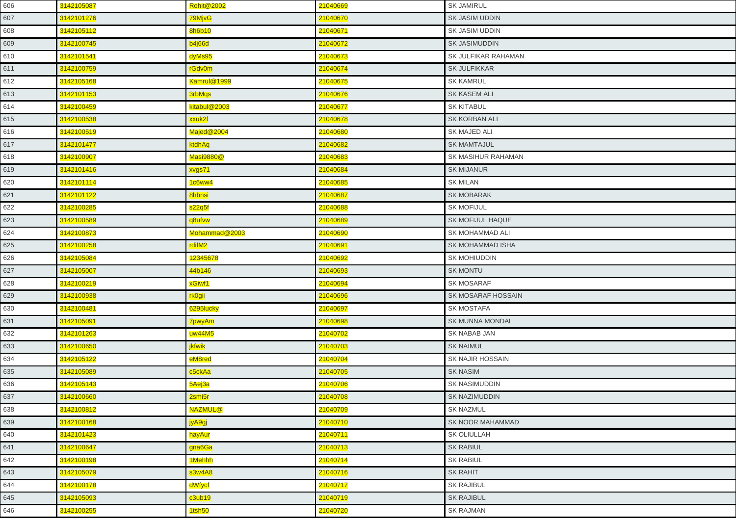| 606 | 3142105087 | Rohit@2002 | 21040669 | SK JAMIRUL |
|---|---|---|---|---|
| 607 | 3142101276 | 79MjvG | 21040670 | SK JASIM UDDIN |
| 608 | 3142105112 | 8h6b10 | 21040671 | SK JASIM UDDIN |
| 609 | 3142100745 | b4j66d | 21040672 | SK JASIMUDDIN |
| 610 | 3142101541 | dyMs95 | 21040673 | SK JULFIKAR RAHAMAN |
| 611 | 3142100759 | rGdv0m | 21040674 | SK JULFIKKAR |
| 612 | 3142105168 | Kamrul@1999 | 21040675 | SK KAMRUL |
| 613 | 3142101153 | 3rbMqs | 21040676 | SK KASEM ALI |
| 614 | 3142100459 | kitabul@2003 | 21040677 | SK KITABUL |
| 615 | 3142100538 | xxuk2f | 21040678 | SK KORBAN ALI |
| 616 | 3142100519 | Majed@2004 | 21040680 | SK MAJED ALI |
| 617 | 3142101477 | ktdhAq | 21040682 | SK MAMTAJUL |
| 618 | 3142100907 | Masi9880@ | 21040683 | SK MASIHUR RAHAMAN |
| 619 | 3142101416 | xvgs71 | 21040684 | SK MIJANUR |
| 620 | 3142101114 | 1c6ww4 | 21040685 | SK MILAN |
| 621 | 3142101122 | 8hbnsi | 21040687 | SK MOBARAK |
| 622 | 3142100285 | s22q5f | 21040688 | SK MOFIJUL |
| 623 | 3142100589 | q8ufvw | 21040689 | SK MOFIJUL HAQUE |
| 624 | 3142100873 | Mohammad@2003 | 21040690 | SK MOHAMMAD ALI |
| 625 | 3142100258 | rdifM2 | 21040691 | SK MOHAMMAD ISHA |
| 626 | 3142105084 | 12345678 | 21040692 | SK MOHIUDDIN |
| 627 | 3142105007 | 44b146 | 21040693 | SK MONTU |
| 628 | 3142100219 | xGiwf1 | 21040694 | SK MOSARAF |
| 629 | 3142100938 | rk0gii | 21040696 | SK MOSARAF HOSSAIN |
| 630 | 3142100481 | 6295lucky | 21040697 | SK MOSTAFA |
| 631 | 3142105091 | 7pwyAm | 21040698 | SK MUNNA MONDAL |
| 632 | 3142101263 | uw44M5 | 21040702 | SK NABAB JAN |
| 633 | 3142100650 | jkfwik | 21040703 | SK NAIMUL |
| 634 | 3142105122 | eM8red | 21040704 | SK NAJIR HOSSAIN |
| 635 | 3142105089 | c5ckAa | 21040705 | SK NASIM |
| 636 | 3142105143 | 5Aej3a | 21040706 | SK NASIMUDDIN |
| 637 | 3142100660 | 2smi5r | 21040708 | SK NAZIMUDDIN |
| 638 | 3142100812 | NAZMUL@ | 21040709 | SK NAZMUL |
| 639 | 3142100168 | jyA9gj | 21040710 | SK NOOR MAHAMMAD |
| 640 | 3142101423 | hayAur | 21040711 | SK OLIULLAH |
| 641 | 3142100647 | gna6Ga | 21040713 | SK RABIUL |
| 642 | 3142100198 | 1Mehhh | 21040714 | SK RABIUL |
| 643 | 3142105079 | s3w4A8 | 21040716 | SK RAHIT |
| 644 | 3142100178 | dWfycf | 21040717 | SK RAJIBUL |
| 645 | 3142105093 | c3ub19 | 21040719 | SK RAJIBUL |
| 646 | 3142100255 | 1tsh50 | 21040720 | SK RAJMAN |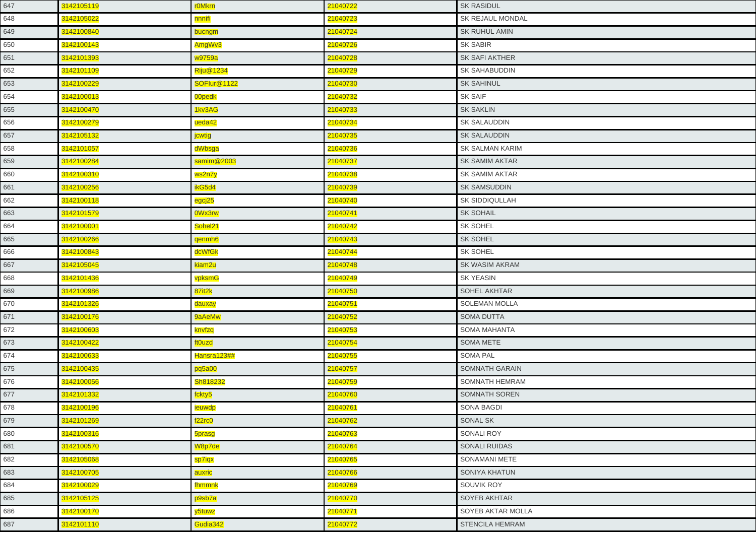| | | | | |
|---|---|---|---|---|
| 647 | 3142105119 | r0Mkrn | 21040722 | SK RASIDUL |
| 648 | 3142105022 | nnnifi | 21040723 | SK REJAUL MONDAL |
| 649 | 3142100840 | bucngm | 21040724 | SK RUHUL AMIN |
| 650 | 3142100143 | AmgWv3 | 21040726 | SK SABIR |
| 651 | 3142101393 | w9759a | 21040728 | SK SAFI AKTHER |
| 652 | 3142101109 | Riju@1234 | 21040729 | SK SAHABUDDIN |
| 653 | 3142100229 | SOFlur@1122 | 21040730 | SK SAHINUL |
| 654 | 3142100013 | 00pedk | 21040732 | SK SAIF |
| 655 | 3142100470 | 1kv3AG | 21040733 | SK SAKLIN |
| 656 | 3142100279 | ueda42 | 21040734 | SK SALAUDDIN |
| 657 | 3142105132 | jcwtig | 21040735 | SK SALAUDDIN |
| 658 | 3142101057 | dWbsga | 21040736 | SK SALMAN KARIM |
| 659 | 3142100284 | samim@2003 | 21040737 | SK SAMIM AKTAR |
| 660 | 3142100310 | ws2n7y | 21040738 | SK SAMIM AKTAR |
| 661 | 3142100256 | ikG5d4 | 21040739 | SK SAMSUDDIN |
| 662 | 3142100118 | egcj25 | 21040740 | SK SIDDIQULLAH |
| 663 | 3142101579 | 0Wx3rw | 21040741 | SK SOHAIL |
| 664 | 3142100001 | Sohel21 | 21040742 | SK SOHEL |
| 665 | 3142100266 | qenmh6 | 21040743 | SK SOHEL |
| 666 | 3142100843 | dcWfGk | 21040744 | SK SOHEL |
| 667 | 3142105045 | kiam2u | 21040748 | SK WASIM AKRAM |
| 668 | 3142101436 | vpksmG | 21040749 | SK YEASIN |
| 669 | 3142100986 | 87it2k | 21040750 | SOHEL AKHTAR |
| 670 | 3142101326 | dauxay | 21040751 | SOLEMAN MOLLA |
| 671 | 3142100176 | 9aAeMw | 21040752 | SOMA DUTTA |
| 672 | 3142100603 | knvfzq | 21040753 | SOMA MAHANTA |
| 673 | 3142100422 | ft0uzd | 21040754 | SOMA METE |
| 674 | 3142100633 | Hansra123## | 21040755 | SOMA PAL |
| 675 | 3142100435 | pq5a00 | 21040757 | SOMNATH GARAIN |
| 676 | 3142100056 | Sh818232 | 21040759 | SOMNATH HEMRAM |
| 677 | 3142101332 | fckty5 | 21040760 | SOMNATH SOREN |
| 678 | 3142100196 | ieuwdp | 21040761 | SONA BAGDI |
| 679 | 3142101269 | f22rc0 | 21040762 | SONAL SK |
| 680 | 3142100316 | 5prasg | 21040763 | SONALI ROY |
| 681 | 3142100570 | W8p7de | 21040764 | SONALI RUIDAS |
| 682 | 3142105068 | sp7iqx | 21040765 | SONAMANI METE |
| 683 | 3142100705 | auxric | 21040766 | SONIYA KHATUN |
| 684 | 3142100029 | fhmmnk | 21040769 | SOUVIK ROY |
| 685 | 3142105125 | p9sb7a | 21040770 | SOYEB AKHTAR |
| 686 | 3142100170 | y5tuwz | 21040771 | SOYEB AKTAR MOLLA |
| 687 | 3142101110 | Gudia342 | 21040772 | STENCILA HEMRAM |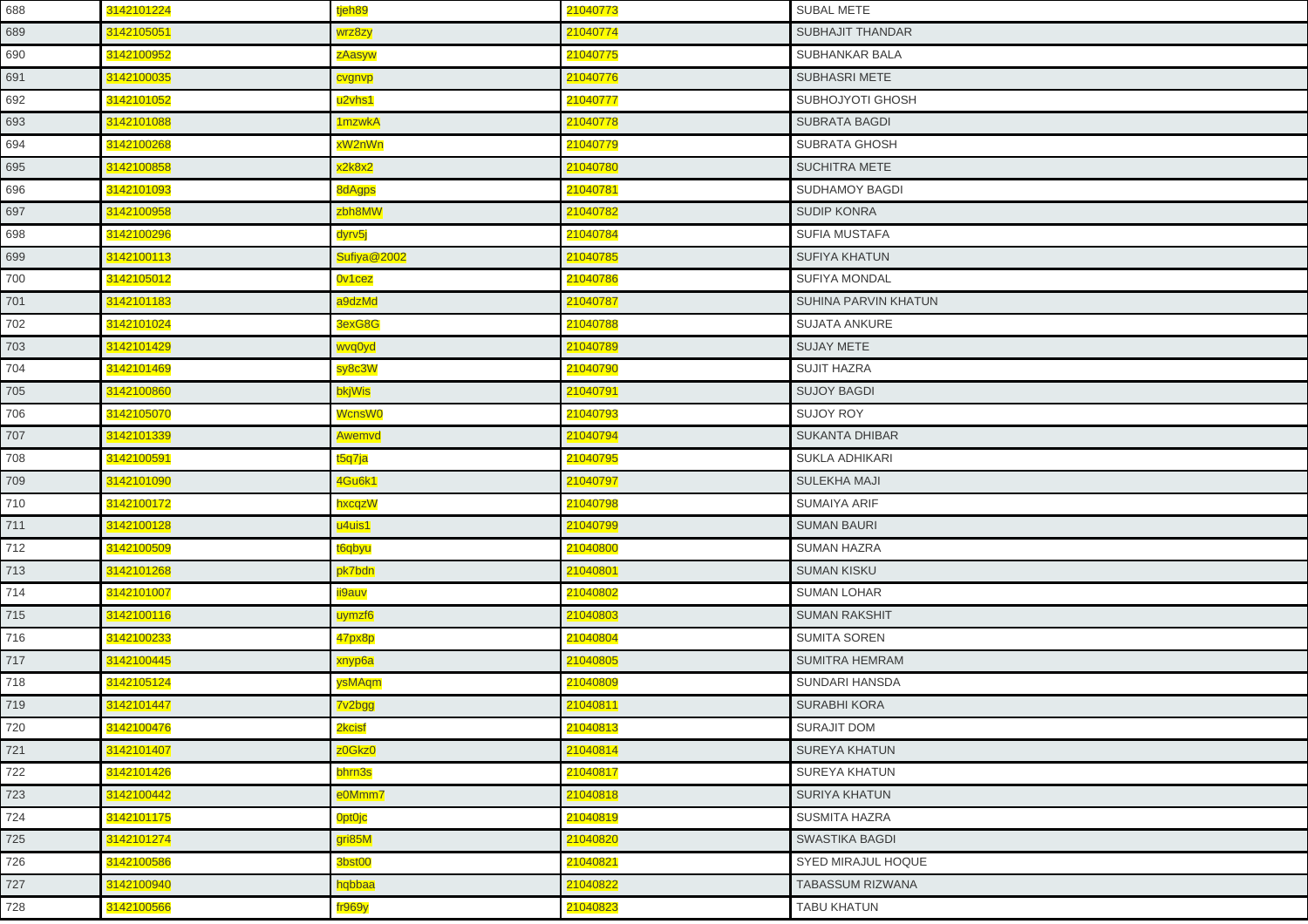| | | | | |
|---|---|---|---|---|
| 688 | 3142101224 | tjeh89 | 21040773 | SUBAL METE |
| 689 | 3142105051 | wrz8zy | 21040774 | SUBHAJIT THANDAR |
| 690 | 3142100952 | zAasyw | 21040775 | SUBHANKAR BALA |
| 691 | 3142100035 | cvgnvp | 21040776 | SUBHASRI METE |
| 692 | 3142101052 | u2vhs1 | 21040777 | SUBHOJYOTI GHOSH |
| 693 | 3142101088 | 1mzwkA | 21040778 | SUBRATA BAGDI |
| 694 | 3142100268 | xW2nWn | 21040779 | SUBRATA GHOSH |
| 695 | 3142100858 | x2k8x2 | 21040780 | SUCHITRA METE |
| 696 | 3142101093 | 8dAgps | 21040781 | SUDHAMOY BAGDI |
| 697 | 3142100958 | zbh8MW | 21040782 | SUDIP KONRA |
| 698 | 3142100296 | dyrv5j | 21040784 | SUFIA MUSTAFA |
| 699 | 3142100113 | Sufiya@2002 | 21040785 | SUFIYA KHATUN |
| 700 | 3142105012 | 0v1cez | 21040786 | SUFIYA MONDAL |
| 701 | 3142101183 | a9dzMd | 21040787 | SUHINA PARVIN KHATUN |
| 702 | 3142101024 | 3exG8G | 21040788 | SUJATA ANKURE |
| 703 | 3142101429 | wvq0yd | 21040789 | SUJAY METE |
| 704 | 3142101469 | sy8c3W | 21040790 | SUJIT HAZRA |
| 705 | 3142100860 | bkjWis | 21040791 | SUJOY BAGDI |
| 706 | 3142105070 | WcnsW0 | 21040793 | SUJOY ROY |
| 707 | 3142101339 | Awemvd | 21040794 | SUKANTA DHIBAR |
| 708 | 3142100591 | t5q7ja | 21040795 | SUKLA ADHIKARI |
| 709 | 3142101090 | 4Gu6k1 | 21040797 | SULEKHA MAJI |
| 710 | 3142100172 | hxcqzW | 21040798 | SUMAIYA ARIF |
| 711 | 3142100128 | u4uis1 | 21040799 | SUMAN BAURI |
| 712 | 3142100509 | t6qbyu | 21040800 | SUMAN HAZRA |
| 713 | 3142101268 | pk7bdn | 21040801 | SUMAN KISKU |
| 714 | 3142101007 | ii9auv | 21040802 | SUMAN LOHAR |
| 715 | 3142100116 | uymzf6 | 21040803 | SUMAN RAKSHIT |
| 716 | 3142100233 | 47px8p | 21040804 | SUMITA SOREN |
| 717 | 3142100445 | xnyp6a | 21040805 | SUMITRA HEMRAM |
| 718 | 3142105124 | ysMAqm | 21040809 | SUNDARI HANSDA |
| 719 | 3142101447 | 7v2bgg | 21040811 | SURABHI KORA |
| 720 | 3142100476 | 2kcisf | 21040813 | SURAJIT DOM |
| 721 | 3142101407 | z0Gkz0 | 21040814 | SUREYA KHATUN |
| 722 | 3142101426 | bhrn3s | 21040817 | SUREYA KHATUN |
| 723 | 3142100442 | e0Mmm7 | 21040818 | SURIYA KHATUN |
| 724 | 3142101175 | 0pt0jc | 21040819 | SUSMITA HAZRA |
| 725 | 3142101274 | gri85M | 21040820 | SWASTIKA BAGDI |
| 726 | 3142100586 | 3bst00 | 21040821 | SYED MIRAJUL HOQUE |
| 727 | 3142100940 | hqbbaa | 21040822 | TABASSUM RIZWANA |
| 728 | 3142100566 | fr969y | 21040823 | TABU KHATUN |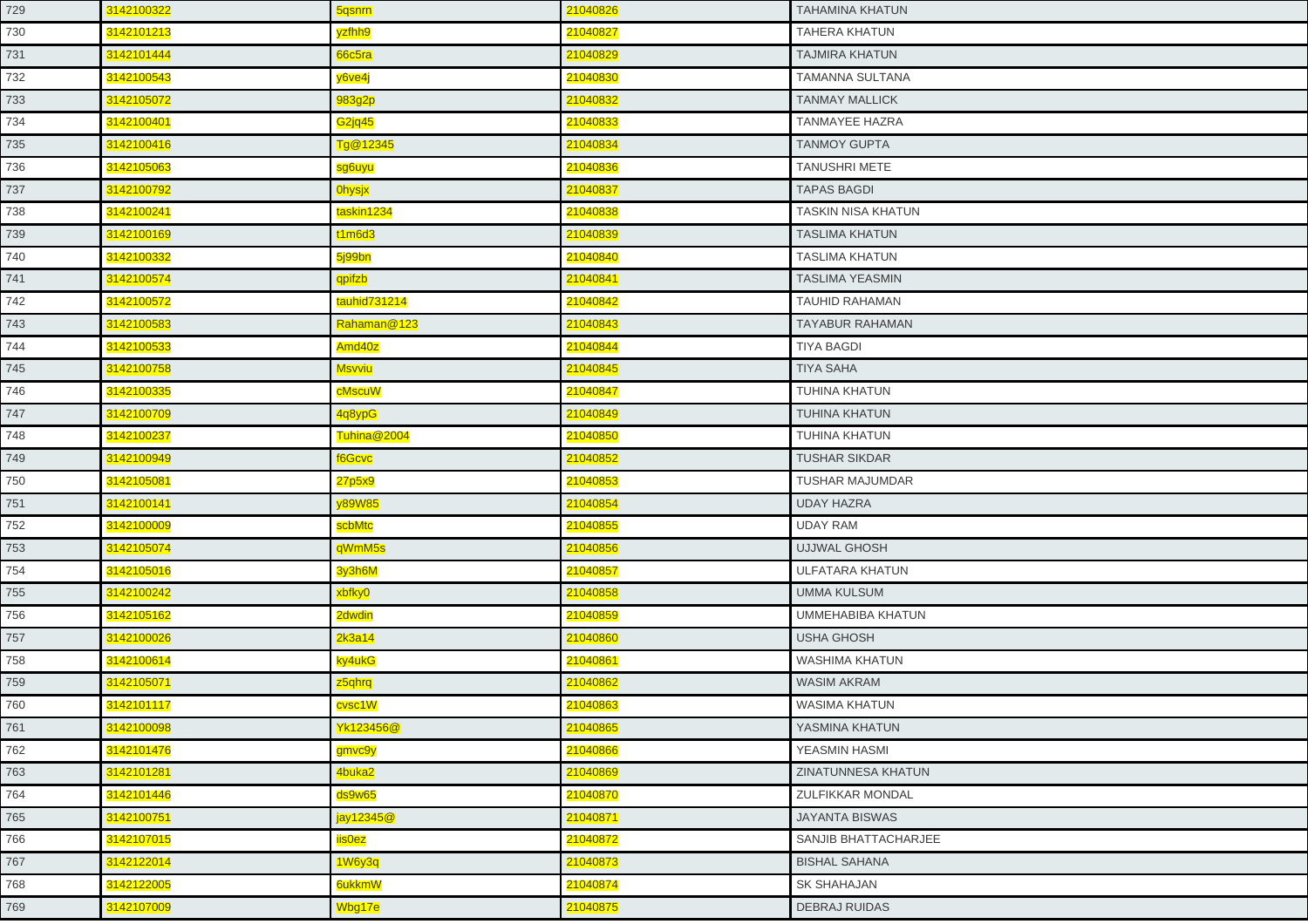| | | | | |
|---|---|---|---|---|
| 729 | 3142100322 | 5qsnrn | 21040826 | TAHAMINA KHATUN |
| 730 | 3142101213 | yzfhh9 | 21040827 | TAHERA KHATUN |
| 731 | 3142101444 | 66c5ra | 21040829 | TAJMIRA KHATUN |
| 732 | 3142100543 | y6ve4j | 21040830 | TAMANNA SULTANA |
| 733 | 3142105072 | 983g2p | 21040832 | TANMAY MALLICK |
| 734 | 3142100401 | G2jq45 | 21040833 | TANMAYEE HAZRA |
| 735 | 3142100416 | Tg@12345 | 21040834 | TANMOY GUPTA |
| 736 | 3142105063 | sg6uyu | 21040836 | TANUSHRI METE |
| 737 | 3142100792 | 0hysjx | 21040837 | TAPAS BAGDI |
| 738 | 3142100241 | taskin1234 | 21040838 | TASKIN NISA KHATUN |
| 739 | 3142100169 | t1m6d3 | 21040839 | TASLIMA KHATUN |
| 740 | 3142100332 | 5j99bn | 21040840 | TASLIMA KHATUN |
| 741 | 3142100574 | qpifzb | 21040841 | TASLIMA YEASMIN |
| 742 | 3142100572 | tauhid731214 | 21040842 | TAUHID RAHAMAN |
| 743 | 3142100583 | Rahaman@123 | 21040843 | TAYABUR RAHAMAN |
| 744 | 3142100533 | Amd40z | 21040844 | TIYA BAGDI |
| 745 | 3142100758 | Msvviu | 21040845 | TIYA SAHA |
| 746 | 3142100335 | cMscuW | 21040847 | TUHINA KHATUN |
| 747 | 3142100709 | 4q8ypG | 21040849 | TUHINA KHATUN |
| 748 | 3142100237 | Tuhina@2004 | 21040850 | TUHINA KHATUN |
| 749 | 3142100949 | f6Gcvc | 21040852 | TUSHAR SIKDAR |
| 750 | 3142105081 | 27p5x9 | 21040853 | TUSHAR MAJUMDAR |
| 751 | 3142100141 | y89W85 | 21040854 | UDAY HAZRA |
| 752 | 3142100009 | scbMtc | 21040855 | UDAY RAM |
| 753 | 3142105074 | qWmM5s | 21040856 | UJJWAL GHOSH |
| 754 | 3142105016 | 3y3h6M | 21040857 | ULFATARA KHATUN |
| 755 | 3142100242 | xbfky0 | 21040858 | UMMA KULSUM |
| 756 | 3142105162 | 2dwdin | 21040859 | UMMEHABIBA KHATUN |
| 757 | 3142100026 | 2k3a14 | 21040860 | USHA GHOSH |
| 758 | 3142100614 | ky4ukG | 21040861 | WASHIMA KHATUN |
| 759 | 3142105071 | z5qhrq | 21040862 | WASIM AKRAM |
| 760 | 3142101117 | cvsc1W | 21040863 | WASIMA KHATUN |
| 761 | 3142100098 | Yk123456@ | 21040865 | YASMINA KHATUN |
| 762 | 3142101476 | gmvc9y | 21040866 | YEASMIN HASMI |
| 763 | 3142101281 | 4buka2 | 21040869 | ZINATUNNESA KHATUN |
| 764 | 3142101446 | ds9w65 | 21040870 | ZULFIKKAR MONDAL |
| 765 | 3142100751 | jay12345@ | 21040871 | JAYANTA BISWAS |
| 766 | 3142107015 | iis0ez | 21040872 | SANJIB BHATTACHARJEE |
| 767 | 3142122014 | 1W6y3q | 21040873 | BISHAL SAHANA |
| 768 | 3142122005 | 6ukkmW | 21040874 | SK SHAHAJAN |
| 769 | 3142107009 | Wbg17e | 21040875 | DEBRAJ RUIDAS |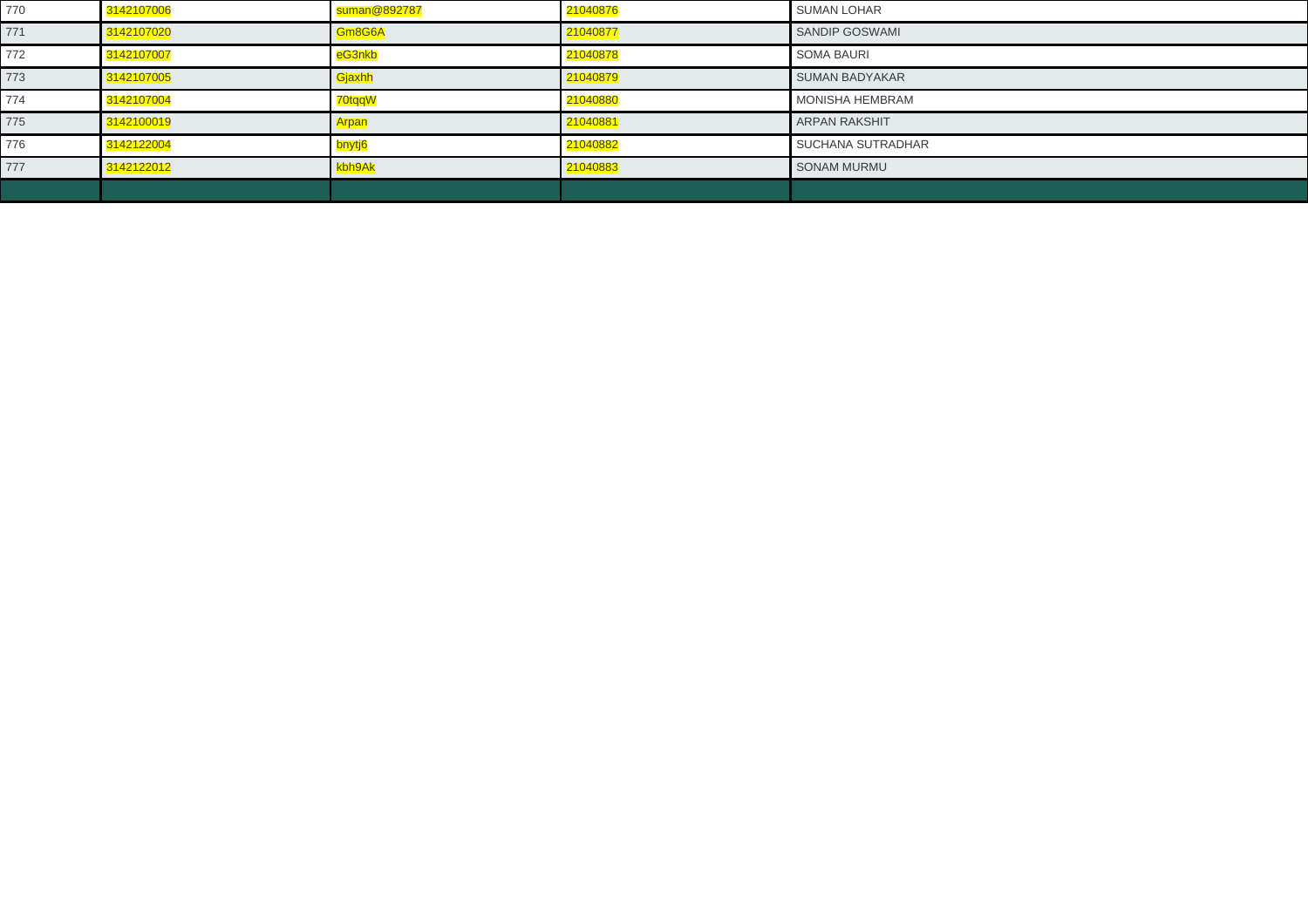| | | | | |
|---|---|---|---|---|
| 770 | 3142107006 | suman@892787 | 21040876 | SUMAN LOHAR |
| 771 | 3142107020 | Gm8G6A | 21040877 | SANDIP GOSWAMI |
| 772 | 3142107007 | eG3nkb | 21040878 | SOMA BAURI |
| 773 | 3142107005 | Gjaxhh | 21040879 | SUMAN BADYAKAR |
| 774 | 3142107004 | 70tqqW | 21040880 | MONISHA HEMBRAM |
| 775 | 3142100019 | Arpan | 21040881 | ARPAN RAKSHIT |
| 776 | 3142122004 | bnytj6 | 21040882 | SUCHANA SUTRADHAR |
| 777 | 3142122012 | kbh9Ak | 21040883 | SONAM MURMU |
| | | | | |